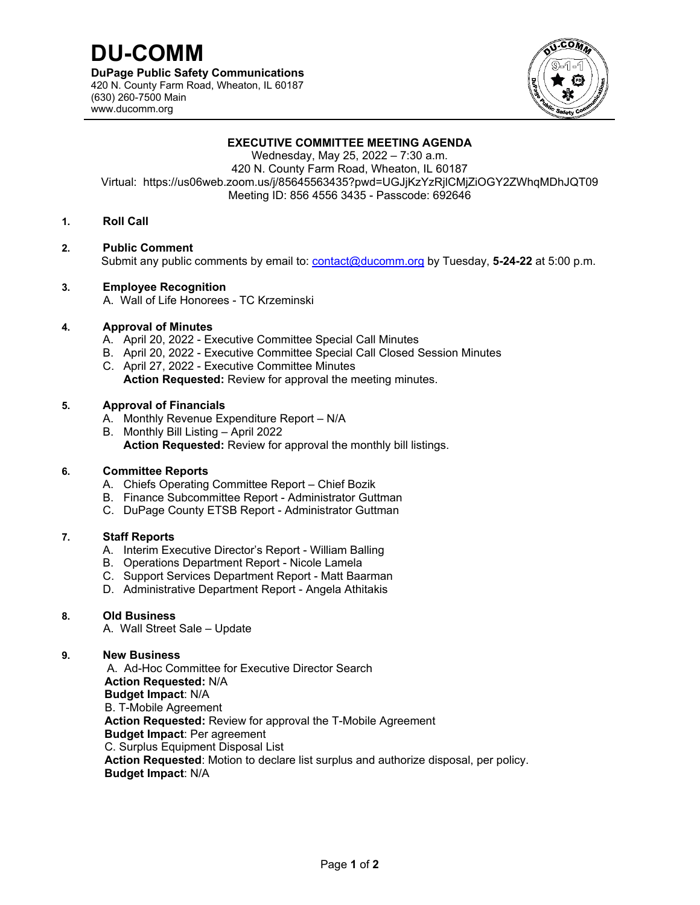# DU-COMM

**DuPage Public Safety Communications**
420 N. County Farm Road, Wheaton, IL 60187
(630) 260-7500 Main
www.ducomm.org

**EXECUTIVE COMMITTEE MEETING AGENDA**
Wednesday, May 25, 2022 – 7:30 a.m.
420 N. County Farm Road, Wheaton, IL 60187
Virtual: https://us06web.zoom.us/j/85645563435?pwd=UGJjKzYzRjlCMjZiOGY2ZWhqMDhJQT09
Meeting ID: 856 4556 3435 - Passcode: 692646

**1. Roll Call**

**2. Public Comment**
Submit any public comments by email to: contact@ducomm.org by Tuesday, **5-24-22** at 5:00 p.m.

**3. Employee Recognition**
A. Wall of Life Honorees - TC Krzeminski

**4. Approval of Minutes**
A. April 20, 2022 - Executive Committee Special Call Minutes
B. April 20, 2022 - Executive Committee Special Call Closed Session Minutes
C. April 27, 2022 - Executive Committee Minutes
**Action Requested:** Review for approval the meeting minutes.

**5. Approval of Financials**
A. Monthly Revenue Expenditure Report – N/A
B. Monthly Bill Listing – April 2022
**Action Requested:** Review for approval the monthly bill listings.

**6. Committee Reports**
A. Chiefs Operating Committee Report – Chief Bozik
B. Finance Subcommittee Report - Administrator Guttman
C. DuPage County ETSB Report - Administrator Guttman

**7. Staff Reports**
A. Interim Executive Director's Report - William Balling
B. Operations Department Report - Nicole Lamela
C. Support Services Department Report - Matt Baarman
D. Administrative Department Report - Angela Athitakis

**8. Old Business**
A. Wall Street Sale – Update

**9. New Business**
A. Ad-Hoc Committee for Executive Director Search
**Action Requested:** N/A
**Budget Impact**: N/A
B. T-Mobile Agreement
**Action Requested:** Review for approval the T-Mobile Agreement
**Budget Impact**: Per agreement
C. Surplus Equipment Disposal List
**Action Requested**: Motion to declare list surplus and authorize disposal, per policy.
**Budget Impact**: N/A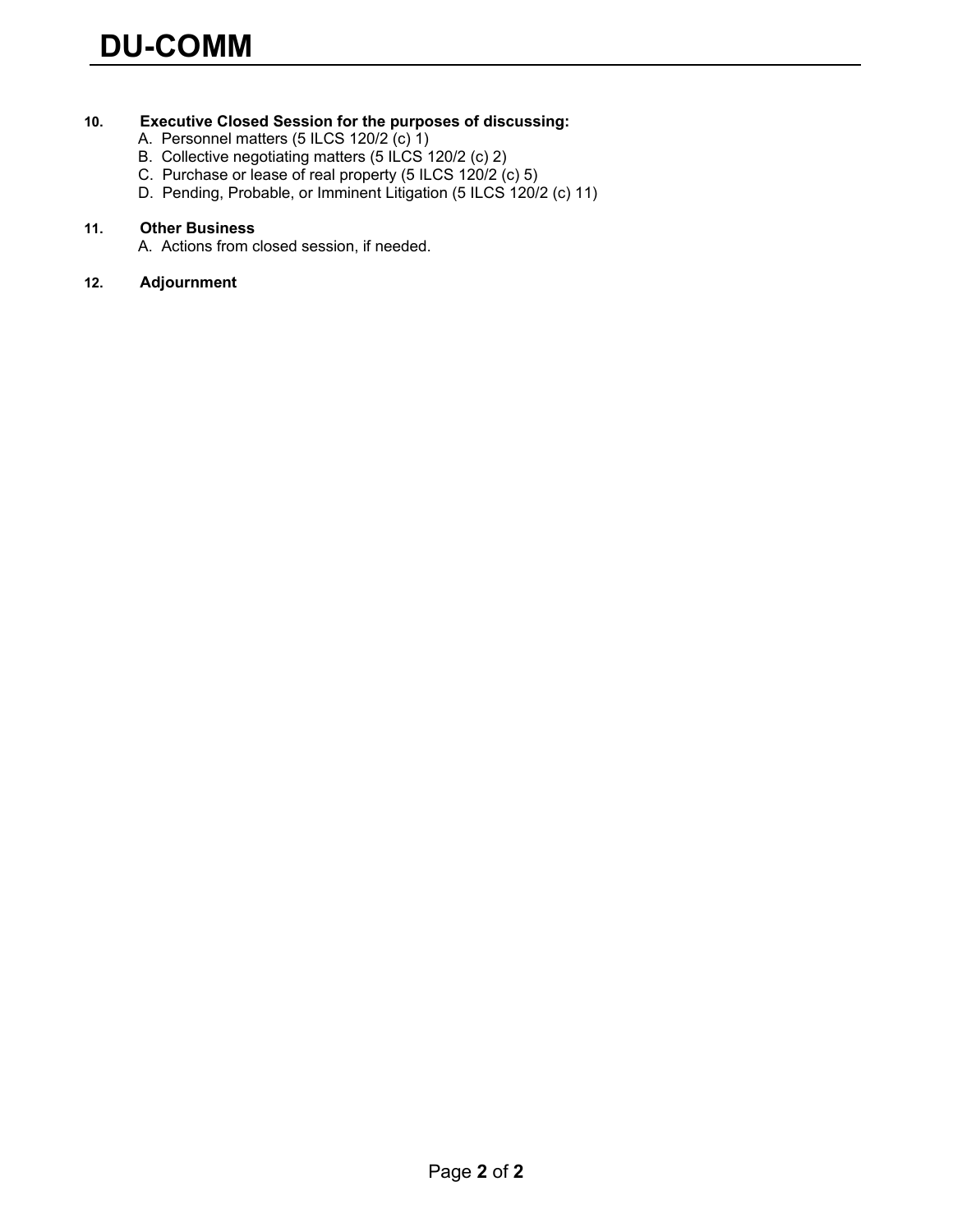**10. Executive Closed Session for the purposes of discussing:**

A. Personnel matters (5 ILCS 120/2 (c) 1)
B. Collective negotiating matters (5 ILCS 120/2 (c) 2)
C. Purchase or lease of real property (5 ILCS 120/2 (c) 5)
D. Pending, Probable, or Imminent Litigation (5 ILCS 120/2 (c) 11)

**11. Other Business**

A. Actions from closed session, if needed.

**12. Adjournment**